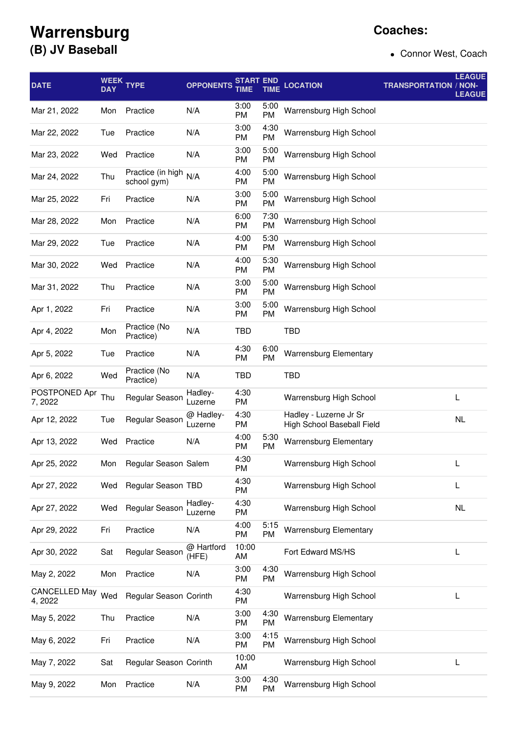# Warrensburg

## (B) JV Baseball

## Coaches:

- Connor West, Coach

| DATE | WEEK DAY | TYPE | OPPONENTS | START TIME | END TIME | LOCATION | TRANSPORTATION | LEAGUE / NON-LEAGUE |
|---|---|---|---|---|---|---|---|---|
| Mar 21, 2022 | Mon | Practice | N/A | 3:00 PM | 5:00 PM | Warrensburg High School | | |
| Mar 22, 2022 | Tue | Practice | N/A | 3:00 PM | 4:30 PM | Warrensburg High School | | |
| Mar 23, 2022 | Wed | Practice | N/A | 3:00 PM | 5:00 PM | Warrensburg High School | | |
| Mar 24, 2022 | Thu | Practice (in high school gym) | N/A | 4:00 PM | 5:00 PM | Warrensburg High School | | |
| Mar 25, 2022 | Fri | Practice | N/A | 3:00 PM | 5:00 PM | Warrensburg High School | | |
| Mar 28, 2022 | Mon | Practice | N/A | 6:00 PM | 7:30 PM | Warrensburg High School | | |
| Mar 29, 2022 | Tue | Practice | N/A | 4:00 PM | 5:30 PM | Warrensburg High School | | |
| Mar 30, 2022 | Wed | Practice | N/A | 4:00 PM | 5:30 PM | Warrensburg High School | | |
| Mar 31, 2022 | Thu | Practice | N/A | 3:00 PM | 5:00 PM | Warrensburg High School | | |
| Apr 1, 2022 | Fri | Practice | N/A | 3:00 PM | 5:00 PM | Warrensburg High School | | |
| Apr 4, 2022 | Mon | Practice (No Practice) | N/A | TBD | | TBD | | |
| Apr 5, 2022 | Tue | Practice | N/A | 4:30 PM | 6:00 PM | Warrensburg Elementary | | |
| Apr 6, 2022 | Wed | Practice (No Practice) | N/A | TBD | | TBD | | |
| POSTPONED Apr 7, 2022 | Thu | Regular Season | Hadley-Luzerne | 4:30 PM | | Warrensburg High School | | L |
| Apr 12, 2022 | Tue | Regular Season | @ Hadley-Luzerne | 4:30 PM | | Hadley - Luzerne Jr Sr High School Baseball Field | | NL |
| Apr 13, 2022 | Wed | Practice | N/A | 4:00 PM | 5:30 PM | Warrensburg Elementary | | |
| Apr 25, 2022 | Mon | Regular Season | Salem | 4:30 PM | | Warrensburg High School | | L |
| Apr 27, 2022 | Wed | Regular Season | TBD | 4:30 PM | | Warrensburg High School | | L |
| Apr 27, 2022 | Wed | Regular Season | Hadley-Luzerne | 4:30 PM | | Warrensburg High School | | NL |
| Apr 29, 2022 | Fri | Practice | N/A | 4:00 PM | 5:15 PM | Warrensburg Elementary | | |
| Apr 30, 2022 | Sat | Regular Season | @ Hartford (HFE) | 10:00 AM | | Fort Edward MS/HS | | L |
| May 2, 2022 | Mon | Practice | N/A | 3:00 PM | 4:30 PM | Warrensburg High School | | |
| CANCELLED May 4, 2022 | Wed | Regular Season | Corinth | 4:30 PM | | Warrensburg High School | | L |
| May 5, 2022 | Thu | Practice | N/A | 3:00 PM | 4:30 PM | Warrensburg Elementary | | |
| May 6, 2022 | Fri | Practice | N/A | 3:00 PM | 4:15 PM | Warrensburg High School | | |
| May 7, 2022 | Sat | Regular Season | Corinth | 10:00 AM | | Warrensburg High School | | L |
| May 9, 2022 | Mon | Practice | N/A | 3:00 PM | 4:30 PM | Warrensburg High School | | |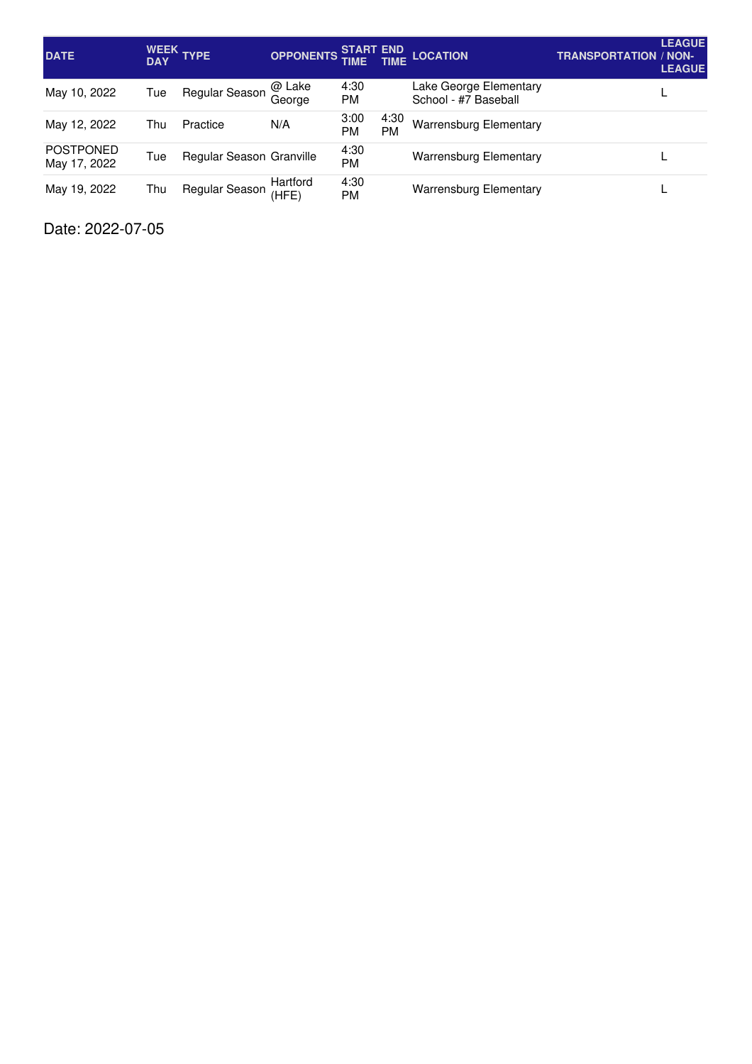| DATE | WEEK DAY | TYPE | OPPONENTS | START TIME | END TIME | LOCATION | TRANSPORTATION | LEAGUE / NON-LEAGUE |
|---|---|---|---|---|---|---|---|---|
| May 10, 2022 | Tue | Regular Season | @ Lake George | 4:30 PM | | Lake George Elementary School - #7 Baseball | | L |
| May 12, 2022 | Thu | Practice | N/A | 3:00 PM | 4:30 PM | Warrensburg Elementary | | |
| POSTPONED May 17, 2022 | Tue | Regular Season | Granville | 4:30 PM | | Warrensburg Elementary | | L |
| May 19, 2022 | Thu | Regular Season | Hartford (HFE) | 4:30 PM | | Warrensburg Elementary | | L |

Date: 2022-07-05